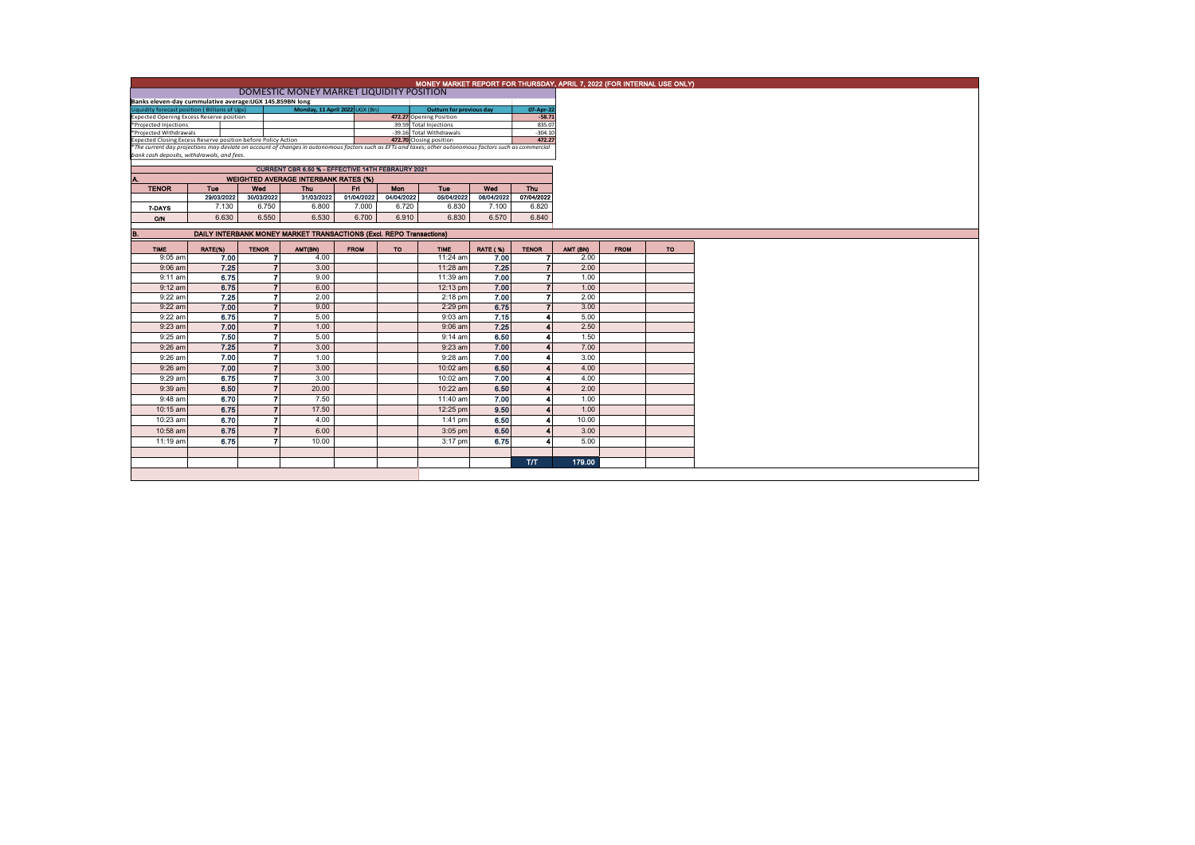# MONEY MARKET REPORT FOR THURSDAY, APRIL 7, 2022 (FOR INTERNAL USE ONLY)

## DOMESTIC MONEY MARKET LIQUIDITY POSITION

**Banks eleven-day cummulative average:UGX 145.859BN long**

| Liquidity forecast position (Billions of Ugx) | Monday, 11 April 2022 UGX (Bn) | Outturn for previous day | 07-Apr-22 |
|---|---|---|---|
| Expected Opening Excess Reserve position | 472.27 | Opening Position | -58.71 |
| *Projected Injections | 39.59 | Total Injections | 835.07 |
| *Projected Withdrawals | -39.16 | Total Withdrawals | -304.10 |
| Expected Closing Excess Reserve position before Policy Action | 472.70 | Closing position | 472.27 |

*The current day projections may deviate on account of changes in autonomous factors such as EFTs and taxes; other autonomous factors such as commercial bank cash deposits, withdrawals, and fees.

**CURRENT CBR 6.50 % - EFFECTIVE 14TH FEBRAURY 2021**

### A. WEIGHTED AVERAGE INTERBANK RATES (%)

| TENOR | Tue | Wed | Thu | Fri | Mon | Tue | Wed | Thu |
|---|---|---|---|---|---|---|---|---|
| | 29/03/2022 | 30/03/2022 | 31/03/2022 | 01/04/2022 | 04/04/2022 | 05/04/2022 | 06/04/2022 | 07/04/2022 |
| 7-DAYS | 7.130 | 6.750 | 6.800 | 7.000 | 6.720 | 6.830 | 7.100 | 6.820 |
| O/N | 6.630 | 6.550 | 6.530 | 6.700 | 6.910 | 6.830 | 6.570 | 6.840 |

### B. DAILY INTERBANK MONEY MARKET TRANSACTIONS (Excl. REPO Transactions)

| TIME | RATE(%) | TENOR | AMT(BN) | FROM | TO | TIME | RATE (%) | TENOR | AMT (BN) | FROM | TO |
|---|---|---|---|---|---|---|---|---|---|---|---|
| 9:05 am | 7.00 | 7 | 4.00 | | | 11:24 am | 7.00 | 7 | 2.00 | | |
| 9:06 am | 7.25 | 7 | 3.00 | | | 11:26 am | 7.25 | 7 | 2.00 | | |
| 9:11 am | 6.75 | 7 | 9.00 | | | 11:39 am | 7.00 | 7 | 1.00 | | |
| 9:12 am | 6.75 | 7 | 6.00 | | | 12:13 pm | 7.00 | 7 | 1.00 | | |
| 9:22 am | 7.25 | 7 | 2.00 | | | 2:18 pm | 7.00 | 7 | 2.00 | | |
| 9:22 am | 7.00 | 7 | 9.00 | | | 2:29 pm | 6.75 | 7 | 3.00 | | |
| 9:22 am | 6.75 | 7 | 5.00 | | | 9:03 am | 7.15 | 4 | 5.00 | | |
| 9:23 am | 7.00 | 7 | 1.00 | | | 9:06 am | 7.25 | 4 | 2.50 | | |
| 9:25 am | 7.50 | 7 | 5.00 | | | 9:14 am | 6.50 | 4 | 1.50 | | |
| 9:26 am | 7.25 | 7 | 3.00 | | | 9:23 am | 7.00 | 4 | 7.00 | | |
| 9:26 am | 7.00 | 7 | 1.00 | | | 9:28 am | 7.00 | 4 | 3.00 | | |
| 9:26 am | 7.00 | 7 | 3.00 | | | 10:02 am | 6.50 | 4 | 4.00 | | |
| 9:29 am | 6.75 | 7 | 3.00 | | | 10:02 am | 7.00 | 4 | 4.00 | | |
| 9:39 am | 6.50 | 7 | 20.00 | | | 10:22 am | 6.50 | 4 | 2.00 | | |
| 9:48 am | 6.70 | 7 | 7.50 | | | 11:40 am | 7.00 | 4 | 1.00 | | |
| 10:15 am | 6.75 | 7 | 17.50 | | | 12:25 pm | 9.50 | 4 | 1.00 | | |
| 10:23 am | 6.70 | 7 | 4.00 | | | 1:41 pm | 6.50 | 4 | 10.00 | | |
| 10:58 am | 6.75 | 7 | 6.00 | | | 3:05 pm | 6.50 | 4 | 3.00 | | |
| 11:19 am | 6.75 | 7 | 10.00 | | | 3:17 pm | 6.75 | 4 | 5.00 | | |
| | | | | | | | | T/T | 179.00 | | |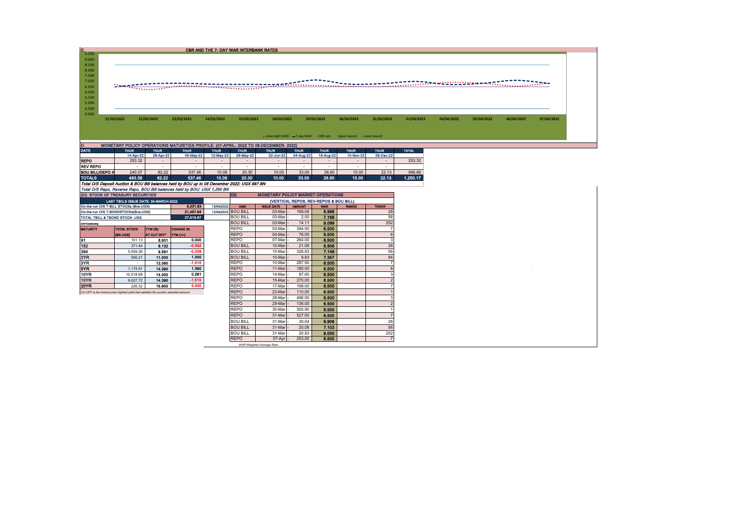## C. CBR AND THE 7- DAY WAR INTERBANK RATES

9.500
9.000
8.500
8.000
7.500
7.000
6.500
6.000
5.500
5.000
4.500
4.000

21/03/2022 22/03/2022 23/03/2022 24/03/2022 25/03/2022 28/03/2022 29/03/2022 30/03/2022 31/03/2022 01/04/2022 04/04/2022 05/04/2022 06/04/2022 07/04/2022

Overnight WAR — 7-day WAR — CBR rate — Upper bound — Lower bound

## D. MONETARY POLICY OPERATIONS MATURITIES PROFILE: (07-APRIL- 2022 TO 08-DECEMBER- 2022)

| DATE | THUR | THUR | THUR | THUR | THUR | THUR | THUR | THUR | THUR | THUR | TOTAL |
|---|---|---|---|---|---|---|---|---|---|---|---|
| | 14-Apr-22 | 28-Apr-22 | 05-May-22 | 12-May-22 | 26-May-22 | 02-Jun-22 | 04-Aug-22 | 18-Aug-22 | 10-Nov-22 | 08-Dec-22 | |
| REPO | 253.32 | - | - | - | - | - | - | - | - | - | 253.32 |
| REV REPO | - | - | - | - | - | - | - | - | - | - | |
| BOU BILL/DEPO A | 240.07 | 82.22 | 537.46 | 10.09 | 20.30 | 10.00 | 33.00 | 26.60 | 15.00 | 22.13 | 996.86 |
| TOTALS | 493.38 | 82.22 | 537.46 | 10.09 | 20.30 | 10.00 | 33.00 | 26.60 | 15.00 | 22.13 | 1,250.17 |

*Total O/S Deposit Auction & BOU Bill balances held by BOU up to 08 December 2022: UGX 997 BN*

*Total O/S Repo, Reverse Repo, BOU Bill balances held by BOU: UGX 1,250 BN*

## (EI) STOCK OF TREASURY SECURITIES

| LAST TBIILS ISSUE DATE: 30-MARCH-2022 | | | | |
|---|---|---|---|---|
| On-the-run O/S T-BILL STOCKs (Bns-UGX) | | | 6,031.83 | 12/04/2022 |
| On-the-run O/S T-BONDSTOCKs(Bns-UGX) | | | 21,487.84 | 12/04/2022 |
| TOTAL TBILL & TBOND STOCK- UGX | | | 27,519.67 | |

O/S=Outstanding

| MATURITY | TOTAL STOCK (BN UGX) | YTM (%) AT CUT OFF* | CHANGE IN YTM (+/-) |
|---|---|---|---|
| 91 | 101.13 | 6.501 | 0.000 |
| 182 | 371.44 | 8.132 | -0.092 |
| 364 | 5,559.26 | 9.591 | -0.209 |
| 2YR | 595.21 | 11.000 | 1.000 |
| 3YR | - | 12.090 | -1.010 |
| 5YR | 1,119.91 | 14.390 | 1.390 |
| 10YR | 10,518.68 | 14.000 | 0.261 |
| 15YR | 9,027.72 | 14.390 | -1.510 |
| 20YR | 226.32 | 15.900 | 0.400 |

*Cut OFF is the lowest price/ highest yield that satisfies the auction awarded amount.*

## EII) MONETARY POLICY MARKET OPERATIONS

(VERTICAL REPOS, REV-REPOS & BOU BILL)

| OMO | ISSUE DATE | AMOUNT | WAR | RANGE | TENOR |
|---|---|---|---|---|---|
| BOU BILL | 03-Mar | 169.09 | 6.998 | | 28 |
| BOU BILL | 03-Mar | 2.00 | 7.169 | | 56 |
| BOU BILL | 03-Mar | 14.11 | 9.099 | | 252 |
| REPO | 03-Mar | 394.00 | 6.500 | | 7 |
| REPO | 04-Mar | 76.00 | 6.500 | | 6 |
| REPO | 07-Mar | 264.00 | 6.500 | | 3 |
| BOU BILL | 10-Mar | 21.09 | 6.906 | | 28 |
| BOU BILL | 10-Mar | 326.83 | 7.149 | | 56 |
| BOU BILL | 10-Mar | 9.83 | 7.357 | | 84 |
| REPO | 10-Mar | 287.50 | 6.500 | | 7 |
| REPO | 11-Mar | 180.00 | 6.500 | | 6 |
| REPO | 14-Mar | 87.00 | 6.500 | | 3 |
| REPO | 15-Mar | 270.00 | 6.500 | | 2 |
| REPO | 17-Mar | 168.00 | 6.500 | | 7 |
| REPO | 23-Mar | 110.00 | 6.500 | | 1 |
| REPO | 28-Mar | 496.00 | 6.500 | | 3 |
| REPO | 29-Mar | 136.00 | 6.500 | | 2 |
| REPO | 30-Mar | 300.90 | 6.500 | | 1 |
| REPO | 31-Mar | 527.00 | 6.500 | | 7 |
| BOU BILL | 31-Mar | 30.04 | 6.906 | | 28 |
| BOU BILL | 31-Mar | 20.08 | 7.103 | | 56 |
| BOU BILL | 31-Mar | 20.83 | 9.000 | | 252 |
| REPO | 07-Apr | 253.00 | 6.500 | | 7 |

*WAR-Weighted Average Rate*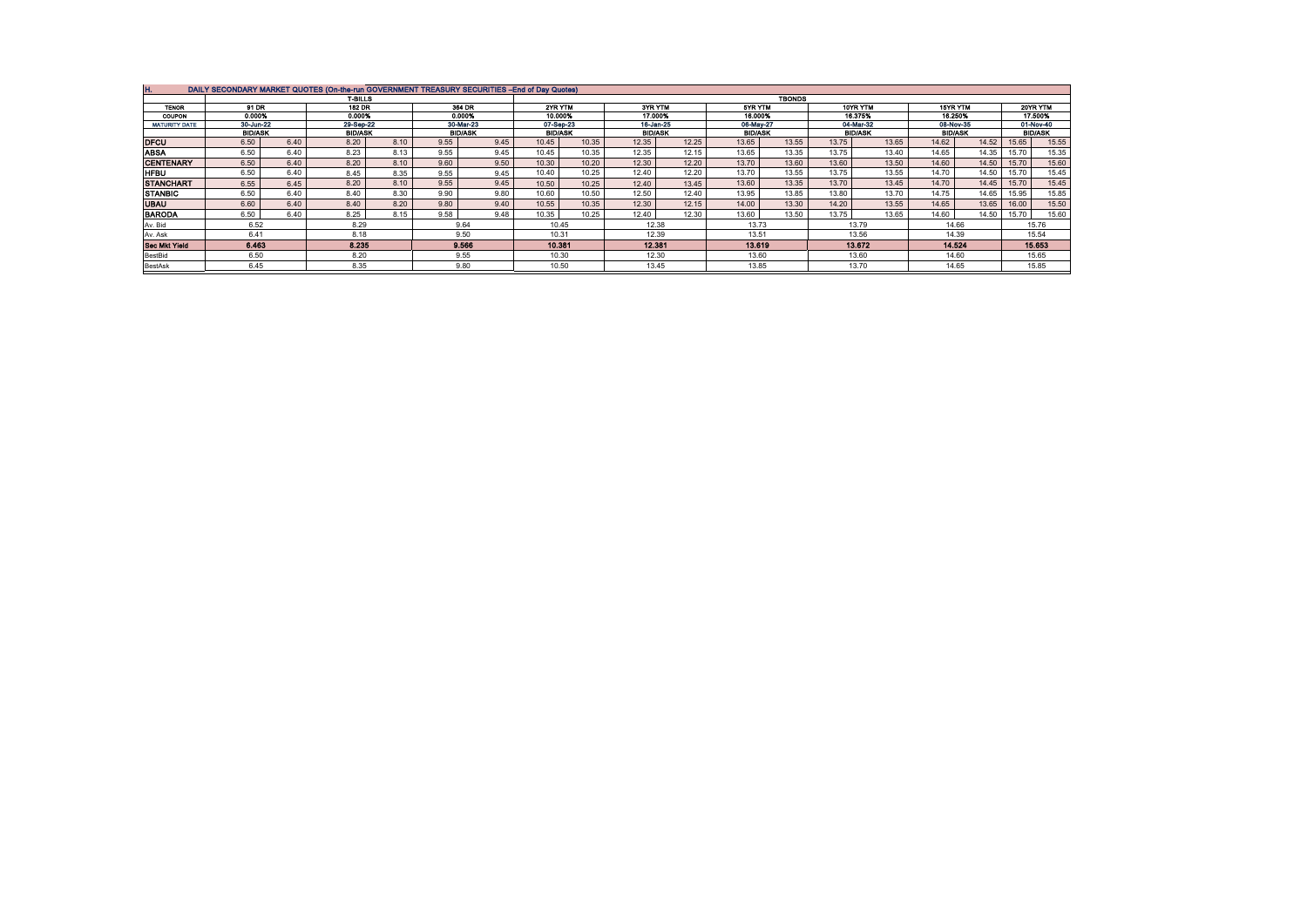| H. | DAILY SECONDARY MARKET QUOTES (On-the-run GOVERNMENT TREASURY SECURITIES –End of Day Quotes) | | | | | | | | | | | | | | | | | |
|---|---|---|---|---|---|---|---|---|---|---|---|---|---|---|---|---|---|---|
| | T-BILLS | | | | | | TBONDS | | | | | | | | | | | |
| TENOR | 91 DR | | 182 DR | | 364 DR | | 2YR YTM | | 3YR YTM | | 5YR YTM | | 10YR YTM | | 15YR YTM | | 20YR YTM | |
| COUPON | 0.000% | | 0.000% | | 0.000% | | 10.000% | | 17.000% | | 16.000% | | 16.375% | | 16.250% | | 17.500% | |
| MATURITY DATE | 30-Jun-22 | | 29-Sep-22 | | 30-Mar-23 | | 07-Sep-23 | | 16-Jan-25 | | 06-May-27 | | 04-Mar-32 | | 08-Nov-35 | | 01-Nov-40 | |
| | BID/ASK | | BID/ASK | | BID/ASK | | BID/ASK | | BID/ASK | | BID/ASK | | BID/ASK | | BID/ASK | | BID/ASK | |
| **DFCU** | 6.50 | 6.40 | 8.20 | 8.10 | 9.55 | 9.45 | 10.45 | 10.35 | 12.35 | 12.25 | 13.65 | 13.55 | 13.75 | 13.65 | 14.62 | 14.52 | 15.65 | 15.55 |
| **ABSA** | 6.50 | 6.40 | 8.23 | 8.13 | 9.55 | 9.45 | 10.45 | 10.35 | 12.35 | 12.15 | 13.65 | 13.35 | 13.75 | 13.40 | 14.65 | 14.35 | 15.70 | 15.35 |
| **CENTENARY** | 6.50 | 6.40 | 8.20 | 8.10 | 9.60 | 9.50 | 10.30 | 10.20 | 12.30 | 12.20 | 13.70 | 13.60 | 13.60 | 13.50 | 14.60 | 14.50 | 15.70 | 15.60 |
| **HFBU** | 6.50 | 6.40 | 8.45 | 8.35 | 9.55 | 9.45 | 10.40 | 10.25 | 12.40 | 12.20 | 13.70 | 13.55 | 13.75 | 13.55 | 14.70 | 14.50 | 15.70 | 15.45 |
| **STANCHART** | 6.55 | 6.45 | 8.20 | 8.10 | 9.55 | 9.45 | 10.50 | 10.25 | 12.40 | 13.45 | 13.60 | 13.35 | 13.70 | 13.45 | 14.70 | 14.45 | 15.70 | 15.45 |
| **STANBIC** | 6.50 | 6.40 | 8.40 | 8.30 | 9.90 | 9.80 | 10.60 | 10.50 | 12.50 | 12.40 | 13.95 | 13.85 | 13.80 | 13.70 | 14.75 | 14.65 | 15.95 | 15.85 |
| **UBAU** | 6.60 | 6.40 | 8.40 | 8.20 | 9.80 | 9.40 | 10.55 | 10.35 | 12.30 | 12.15 | 14.00 | 13.30 | 14.20 | 13.55 | 14.65 | 13.65 | 16.00 | 15.50 |
| **BARODA** | 6.50 | 6.40 | 8.25 | 8.15 | 9.58 | 9.48 | 10.35 | 10.25 | 12.40 | 12.30 | 13.60 | 13.50 | 13.75 | 13.65 | 14.60 | 14.50 | 15.70 | 15.60 |
| Av. Bid | 6.52 | | 8.29 | | 9.64 | | 10.45 | | 12.38 | | 13.73 | | 13.79 | | 14.66 | | 15.76 | |
| Av. Ask | 6.41 | | 8.18 | | 9.50 | | 10.31 | | 12.39 | | 13.51 | | 13.56 | | 14.39 | | 15.54 | |
| **Sec Mkt Yield** | **6.463** | | **8.235** | | **9.566** | | **10.381** | | **12.381** | | **13.619** | | **13.672** | | **14.524** | | **15.653** | |
| BestBid | 6.50 | | 8.20 | | 9.55 | | 10.30 | | 12.30 | | 13.60 | | 13.60 | | 14.60 | | 15.65 | |
| BestAsk | 6.45 | | 8.35 | | 9.80 | | 10.50 | | 13.45 | | 13.85 | | 13.70 | | 14.65 | | 15.85 | |